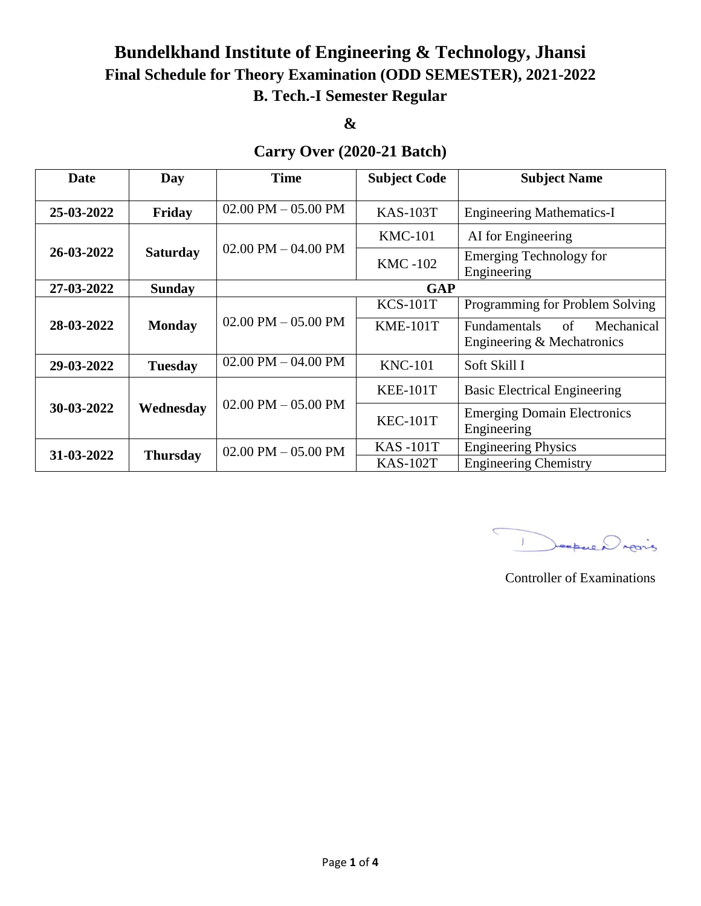# Bundelkhand Institute of Engineering & Technology, Jhansi

## Final Schedule for Theory Examination (ODD SEMESTER), 2021-2022

## B. Tech.-I Semester Regular

## &

## Carry Over (2020-21 Batch)

| Date | Day | Time | Subject Code | Subject Name |
|---|---|---|---|---|
| **25-03-2022** | **Friday** | 02.00 PM – 05.00 PM | KAS-103T | Engineering Mathematics-I |
| **26-03-2022** | **Saturday** | 02.00 PM – 04.00 PM | KMC-101 | AI for Engineering |
| | | | KMC -102 | Emerging Technology for Engineering |
| **27-03-2022** | **Sunday** | **GAP** | | |
| **28-03-2022** | **Monday** | 02.00 PM – 05.00 PM | KCS-101T | Programming for Problem Solving |
| | | | KME-101T | Fundamentals of Mechanical Engineering & Mechatronics |
| **29-03-2022** | **Tuesday** | 02.00 PM – 04.00 PM | KNC-101 | Soft Skill I |
| **30-03-2022** | **Wednesday** | 02.00 PM – 05.00 PM | KEE-101T | Basic Electrical Engineering |
| | | | KEC-101T | Emerging Domain Electronics Engineering |
| **31-03-2022** | **Thursday** | 02.00 PM – 05.00 PM | KAS -101T | Engineering Physics |
| | | | KAS-102T | Engineering Chemistry |

Controller of Examinations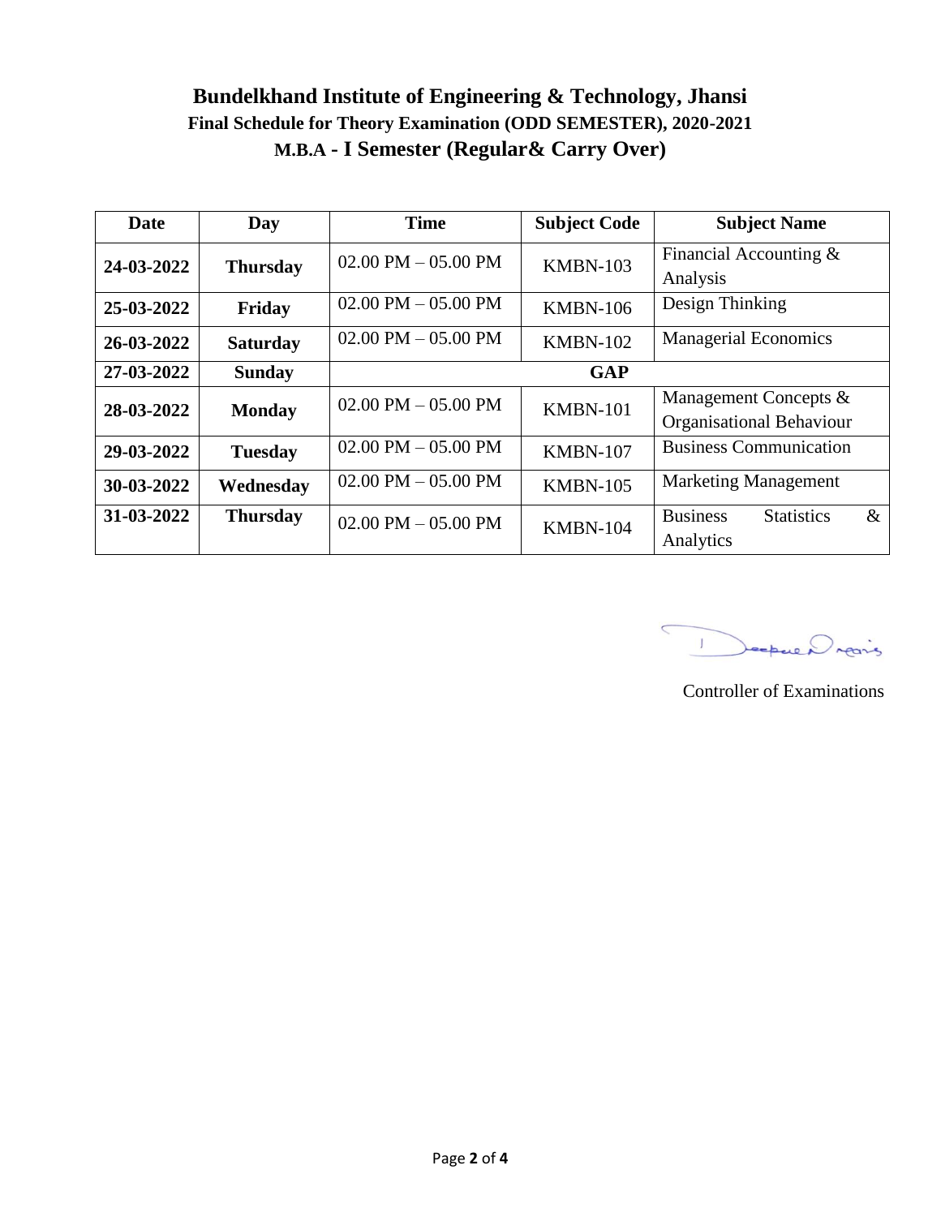# Bundelkhand Institute of Engineering & Technology, Jhansi

## Final Schedule for Theory Examination (ODD SEMESTER), 2020-2021

## M.B.A - I Semester (Regular& Carry Over)

| Date | Day | Time | Subject Code | Subject Name |
|---|---|---|---|---|
| 24-03-2022 | Thursday | 02.00 PM – 05.00 PM | KMBN-103 | Financial Accounting & Analysis |
| 25-03-2022 | Friday | 02.00 PM – 05.00 PM | KMBN-106 | Design Thinking |
| 26-03-2022 | Saturday | 02.00 PM – 05.00 PM | KMBN-102 | Managerial Economics |
| 27-03-2022 | Sunday | GAP | | |
| 28-03-2022 | Monday | 02.00 PM – 05.00 PM | KMBN-101 | Management Concepts & Organisational Behaviour |
| 29-03-2022 | Tuesday | 02.00 PM – 05.00 PM | KMBN-107 | Business Communication |
| 30-03-2022 | Wednesday | 02.00 PM – 05.00 PM | KMBN-105 | Marketing Management |
| 31-03-2022 | Thursday | 02.00 PM – 05.00 PM | KMBN-104 | Business Statistics & Analytics |

Controller of Examinations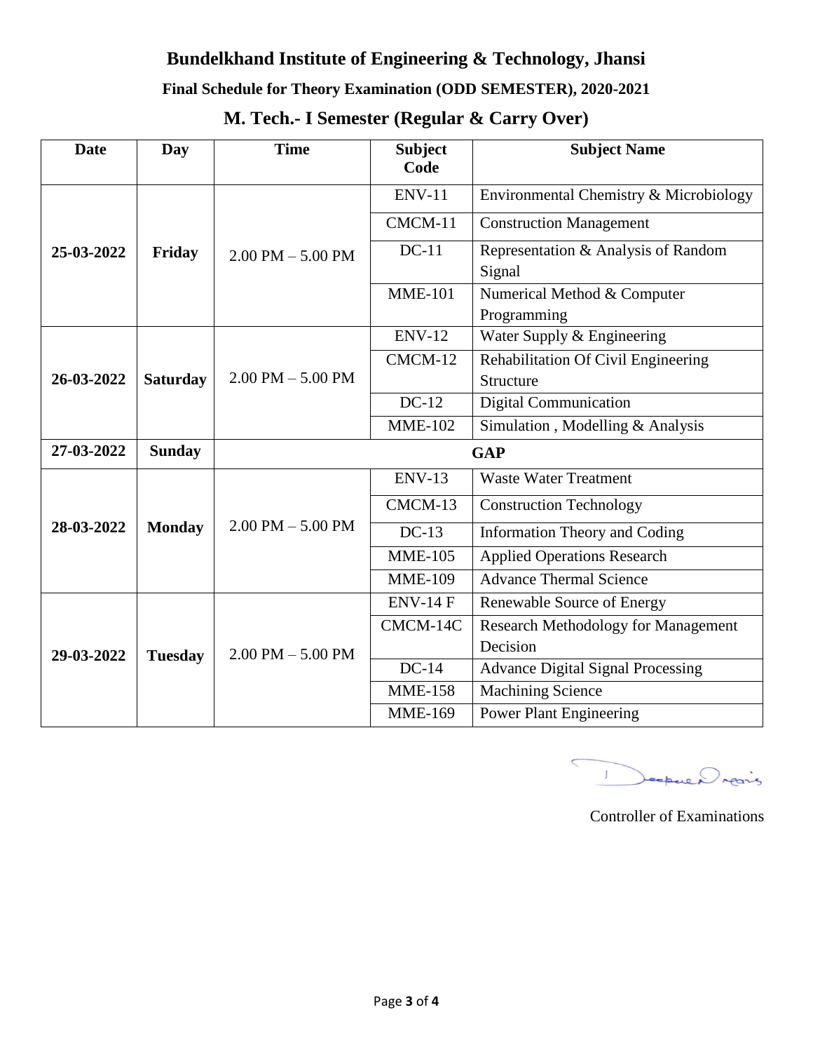# Bundelkhand Institute of Engineering & Technology, Jhansi

## Final Schedule for Theory Examination (ODD SEMESTER), 2020-2021

## M. Tech.- I Semester (Regular & Carry Over)

| Date | Day | Time | Subject Code | Subject Name |
|---|---|---|---|---|
| 25-03-2022 | Friday | 2.00 PM – 5.00 PM | ENV-11 | Environmental Chemistry & Microbiology |
| | | | CMCM-11 | Construction Management |
| | | | DC-11 | Representation & Analysis of Random Signal |
| | | | MME-101 | Numerical Method & Computer Programming |
| 26-03-2022 | Saturday | 2.00 PM – 5.00 PM | ENV-12 | Water Supply & Engineering |
| | | | CMCM-12 | Rehabilitation Of Civil Engineering Structure |
| | | | DC-12 | Digital Communication |
| | | | MME-102 | Simulation , Modelling & Analysis |
| 27-03-2022 | Sunday | GAP | | |
| 28-03-2022 | Monday | 2.00 PM – 5.00 PM | ENV-13 | Waste Water Treatment |
| | | | CMCM-13 | Construction Technology |
| | | | DC-13 | Information Theory and Coding |
| | | | MME-105 | Applied Operations Research |
| | | | MME-109 | Advance Thermal Science |
| 29-03-2022 | Tuesday | 2.00 PM – 5.00 PM | ENV-14 F | Renewable Source of Energy |
| | | | CMCM-14C | Research Methodology for Management Decision |
| | | | DC-14 | Advance Digital Signal Processing |
| | | | MME-158 | Machining Science |
| | | | MME-169 | Power Plant Engineering |

Controller of Examinations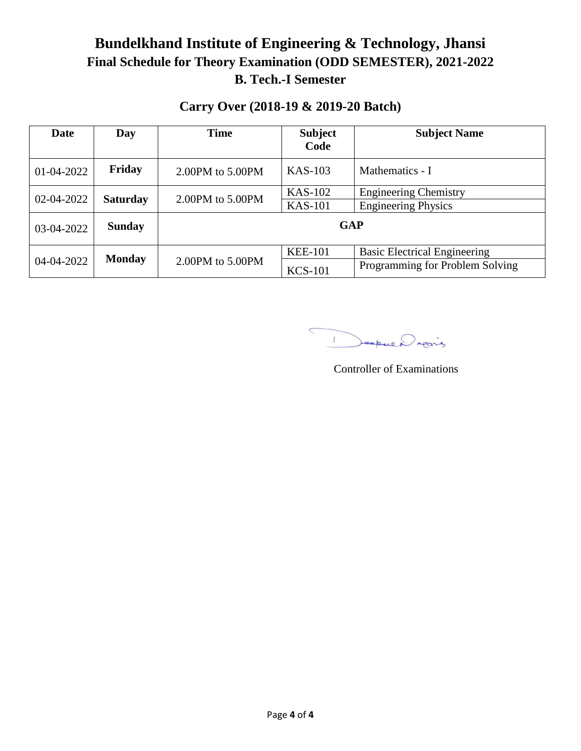# Bundelkhand Institute of Engineering & Technology, Jhansi

## Final Schedule for Theory Examination (ODD SEMESTER), 2021-2022

## B. Tech.-I Semester

### Carry Over (2018-19 & 2019-20 Batch)

| Date | Day | Time | Subject Code | Subject Name |
|---|---|---|---|---|
| 01-04-2022 | **Friday** | 2.00PM to 5.00PM | KAS-103 | Mathematics - I |
| 02-04-2022 | **Saturday** | 2.00PM to 5.00PM | KAS-102 | Engineering Chemistry |
| | | | KAS-101 | Engineering Physics |
| 03-04-2022 | **Sunday** | **GAP** | | |
| 04-04-2022 | **Monday** | 2.00PM to 5.00PM | KEE-101 | Basic Electrical Engineering |
| | | | KCS-101 | Programming for Problem Solving |

Controller of Examinations